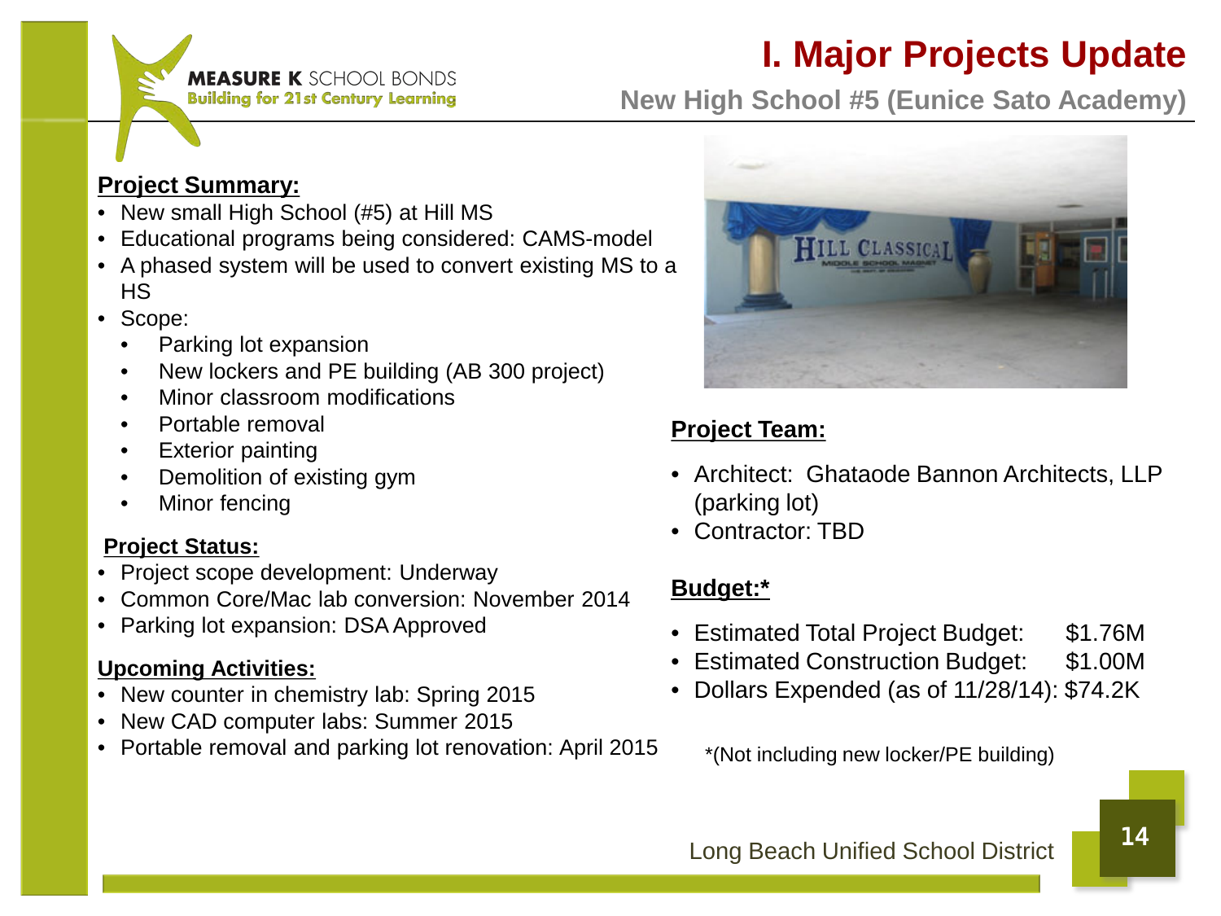# I. Major Projects Update

## New High School #5 (Eunice Sato Academy)

**MEASURE K** SCHOOL BONDS
**Building for 21st Century Learning**

### Project Summary:

- New small High School (#5) at Hill MS
- Educational programs being considered: CAMS-model
- A phased system will be used to convert existing MS to a HS
- Scope:
  - Parking lot expansion
  - New lockers and PE building (AB 300 project)
  - Minor classroom modifications
  - Portable removal
  - Exterior painting
  - Demolition of existing gym
  - Minor fencing

### Project Status:

- Project scope development: Underway
- Common Core/Mac lab conversion: November 2014
- Parking lot expansion: DSA Approved

### Upcoming Activities:

- New counter in chemistry lab: Spring 2015
- New CAD computer labs: Summer 2015
- Portable removal and parking lot renovation: April 2015

### Project Team:

- Architect: Ghataode Bannon Architects, LLP (parking lot)
- Contractor: TBD

### Budget:*

- Estimated Total Project Budget: $1.76M
- Estimated Construction Budget: $1.00M
- Dollars Expended (as of 11/28/14): $74.2K

*(Not including new locker/PE building)

Long Beach Unified School District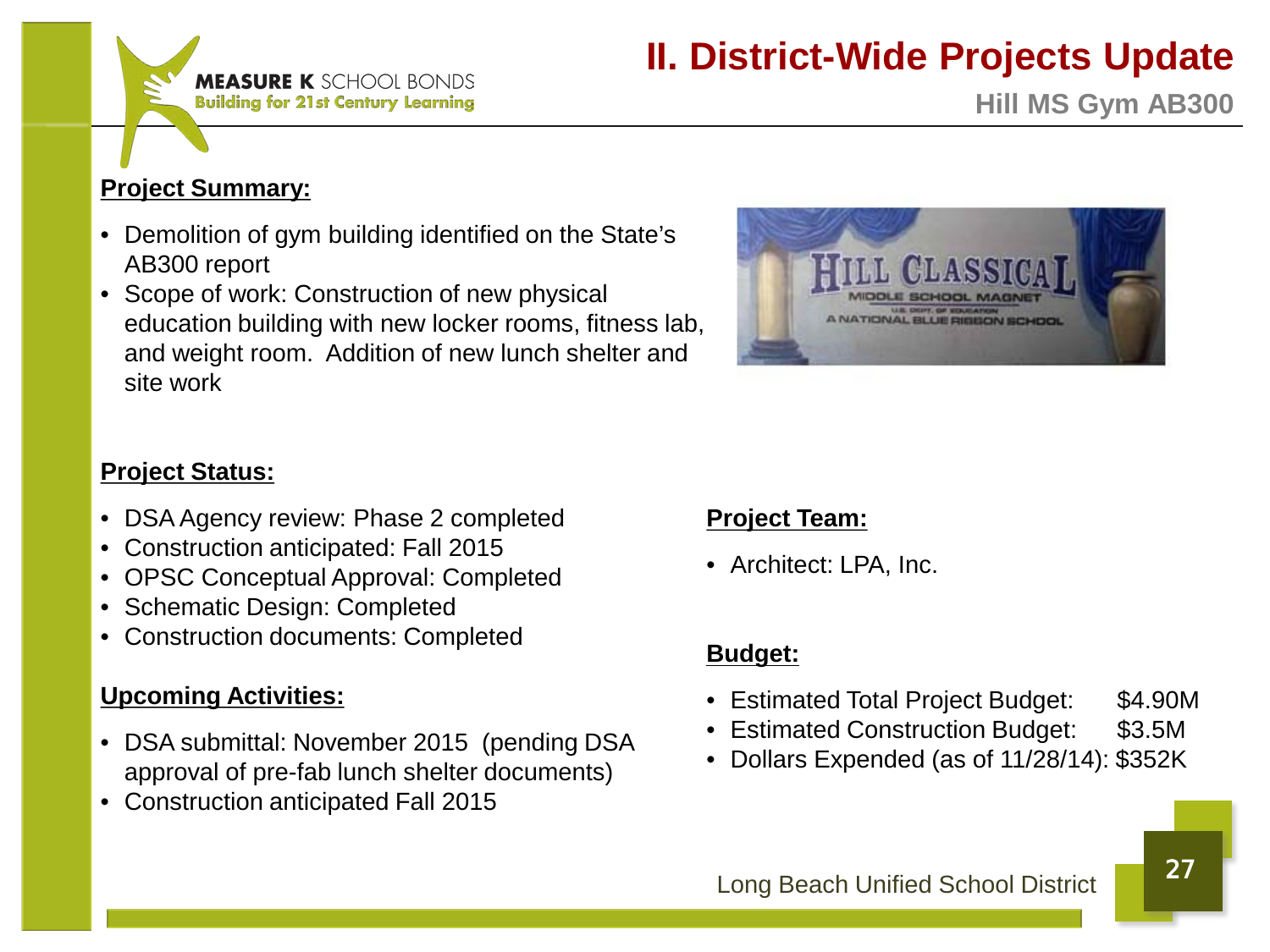# II. District-Wide Projects Update

## Hill MS Gym AB300

MEASURE K SCHOOL BONDS
Building for 21st Century Learning

**Project Summary:**

- Demolition of gym building identified on the State's AB300 report
- Scope of work: Construction of new physical education building with new locker rooms, fitness lab, and weight room. Addition of new lunch shelter and site work

**Project Status:**

- DSA Agency review: Phase 2 completed
- Construction anticipated: Fall 2015
- OPSC Conceptual Approval: Completed
- Schematic Design: Completed
- Construction documents: Completed

**Upcoming Activities:**

- DSA submittal: November 2015 (pending DSA approval of pre-fab lunch shelter documents)
- Construction anticipated Fall 2015

**Project Team:**

- Architect: LPA, Inc.

**Budget:**

- Estimated Total Project Budget: $4.90M
- Estimated Construction Budget: $3.5M
- Dollars Expended (as of 11/28/14): $352K

Long Beach Unified School District